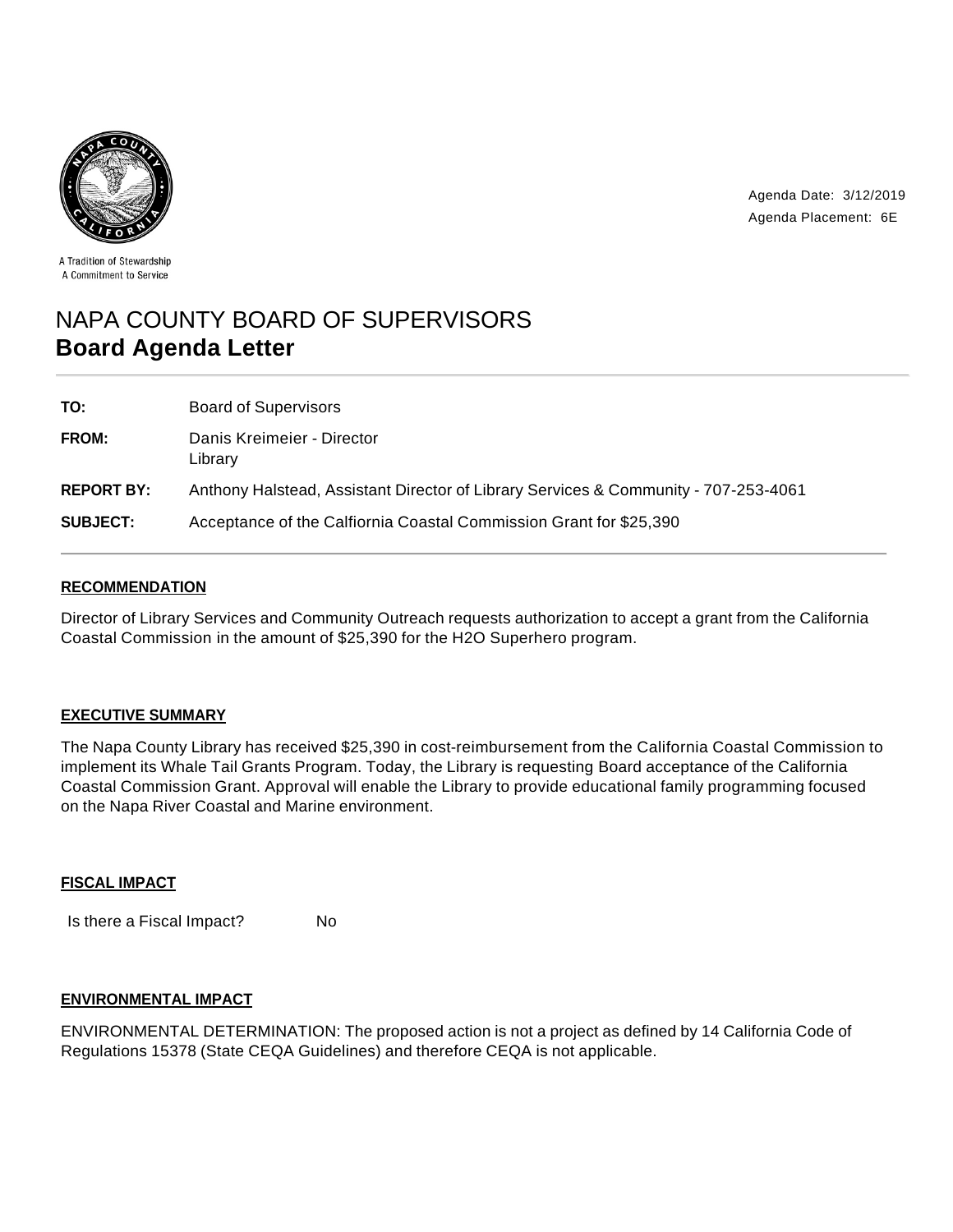A Tradition of Stewardship
A Commitment to Service

Agenda Date: 3/12/2019
Agenda Placement: 6E

# NAPA COUNTY BOARD OF SUPERVISORS
## Board Agenda Letter

**TO:** Board of Supervisors

**FROM:** Danis Kreimeier - Director
Library

**REPORT BY:** Anthony Halstead, Assistant Director of Library Services & Community - 707-253-4061

**SUBJECT:** Acceptance of the Calfiornia Coastal Commission Grant for $25,390

### RECOMMENDATION

Director of Library Services and Community Outreach requests authorization to accept a grant from the California Coastal Commission in the amount of $25,390 for the H2O Superhero program.

### EXECUTIVE SUMMARY

The Napa County Library has received $25,390 in cost-reimbursement from the California Coastal Commission to implement its Whale Tail Grants Program. Today, the Library is requesting Board acceptance of the California Coastal Commission Grant. Approval will enable the Library to provide educational family programming focused on the Napa River Coastal and Marine environment.

### FISCAL IMPACT

Is there a Fiscal Impact? No

### ENVIRONMENTAL IMPACT

ENVIRONMENTAL DETERMINATION: The proposed action is not a project as defined by 14 California Code of Regulations 15378 (State CEQA Guidelines) and therefore CEQA is not applicable.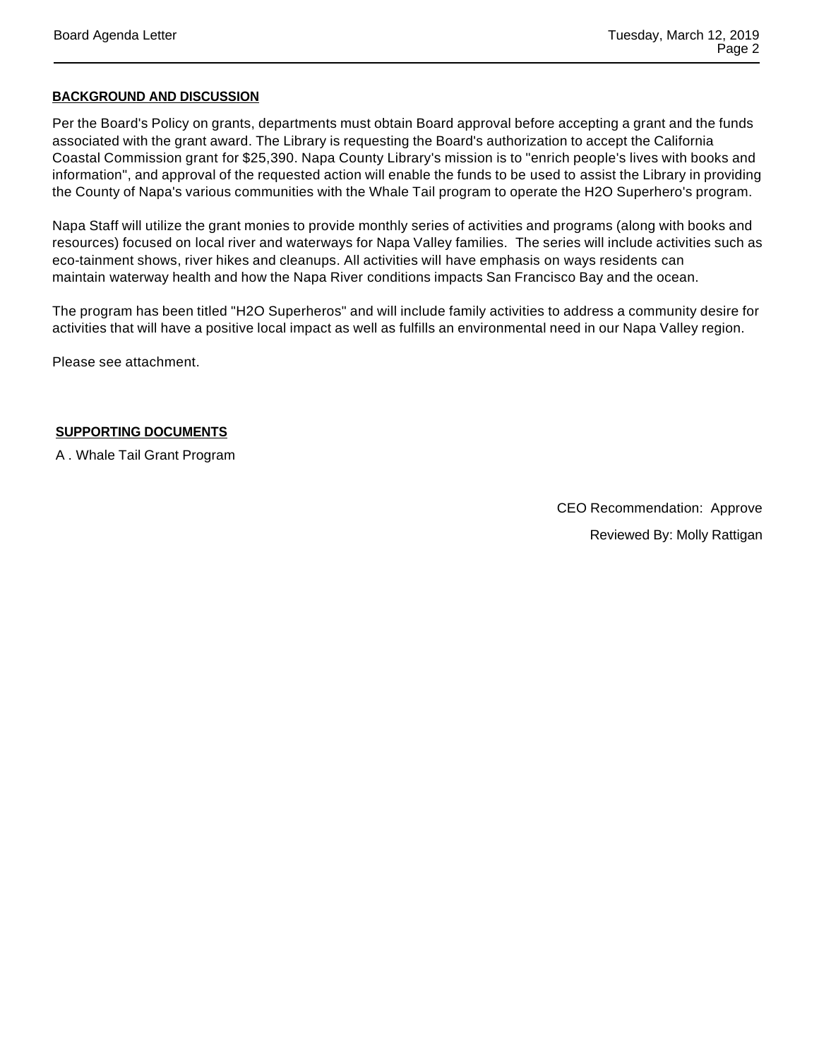## BACKGROUND AND DISCUSSION

Per the Board's Policy on grants, departments must obtain Board approval before accepting a grant and the funds associated with the grant award. The Library is requesting the Board's authorization to accept the California Coastal Commission grant for $25,390. Napa County Library's mission is to "enrich people's lives with books and information", and approval of the requested action will enable the funds to be used to assist the Library in providing the County of Napa's various communities with the Whale Tail program to operate the H2O Superhero's program.

Napa Staff will utilize the grant monies to provide monthly series of activities and programs (along with books and resources) focused on local river and waterways for Napa Valley families. The series will include activities such as eco-tainment shows, river hikes and cleanups. All activities will have emphasis on ways residents can maintain waterway health and how the Napa River conditions impacts San Francisco Bay and the ocean.

The program has been titled "H2O Superheros" and will include family activities to address a community desire for activities that will have a positive local impact as well as fulfills an environmental need in our Napa Valley region.

Please see attachment.

## SUPPORTING DOCUMENTS

A . Whale Tail Grant Program

CEO Recommendation: Approve

Reviewed By: Molly Rattigan